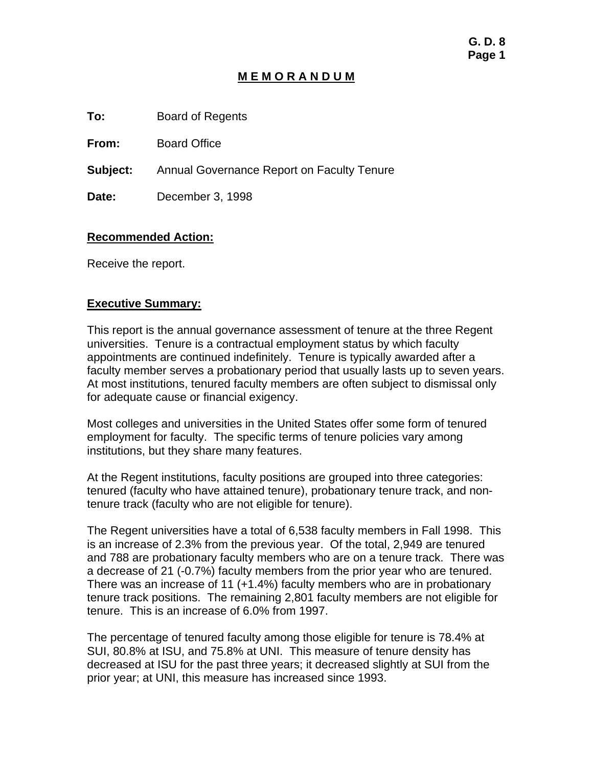# M E M O R A N D U M

**To:** Board of Regents

**From:** Board Office

**Subject:** Annual Governance Report on Faculty Tenure

**Date:** December 3, 1998

## Recommended Action:

Receive the report.

## Executive Summary:

This report is the annual governance assessment of tenure at the three Regent universities. Tenure is a contractual employment status by which faculty appointments are continued indefinitely. Tenure is typically awarded after a faculty member serves a probationary period that usually lasts up to seven years. At most institutions, tenured faculty members are often subject to dismissal only for adequate cause or financial exigency.

Most colleges and universities in the United States offer some form of tenured employment for faculty. The specific terms of tenure policies vary among institutions, but they share many features.

At the Regent institutions, faculty positions are grouped into three categories: tenured (faculty who have attained tenure), probationary tenure track, and non-tenure track (faculty who are not eligible for tenure).

The Regent universities have a total of 6,538 faculty members in Fall 1998. This is an increase of 2.3% from the previous year. Of the total, 2,949 are tenured and 788 are probationary faculty members who are on a tenure track. There was a decrease of 21 (-0.7%) faculty members from the prior year who are tenured. There was an increase of 11 (+1.4%) faculty members who are in probationary tenure track positions. The remaining 2,801 faculty members are not eligible for tenure. This is an increase of 6.0% from 1997.

The percentage of tenured faculty among those eligible for tenure is 78.4% at SUI, 80.8% at ISU, and 75.8% at UNI. This measure of tenure density has decreased at ISU for the past three years; it decreased slightly at SUI from the prior year; at UNI, this measure has increased since 1993.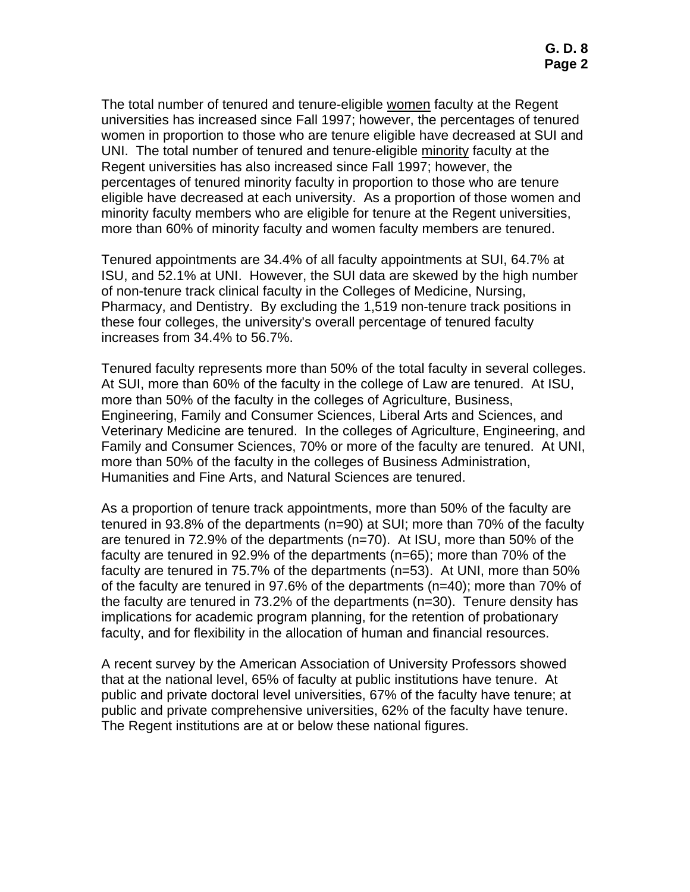The total number of tenured and tenure-eligible women faculty at the Regent universities has increased since Fall 1997; however, the percentages of tenured women in proportion to those who are tenure eligible have decreased at SUI and UNI. The total number of tenured and tenure-eligible minority faculty at the Regent universities has also increased since Fall 1997; however, the percentages of tenured minority faculty in proportion to those who are tenure eligible have decreased at each university. As a proportion of those women and minority faculty members who are eligible for tenure at the Regent universities, more than 60% of minority faculty and women faculty members are tenured.

Tenured appointments are 34.4% of all faculty appointments at SUI, 64.7% at ISU, and 52.1% at UNI. However, the SUI data are skewed by the high number of non-tenure track clinical faculty in the Colleges of Medicine, Nursing, Pharmacy, and Dentistry. By excluding the 1,519 non-tenure track positions in these four colleges, the university's overall percentage of tenured faculty increases from 34.4% to 56.7%.

Tenured faculty represents more than 50% of the total faculty in several colleges. At SUI, more than 60% of the faculty in the college of Law are tenured. At ISU, more than 50% of the faculty in the colleges of Agriculture, Business, Engineering, Family and Consumer Sciences, Liberal Arts and Sciences, and Veterinary Medicine are tenured. In the colleges of Agriculture, Engineering, and Family and Consumer Sciences, 70% or more of the faculty are tenured. At UNI, more than 50% of the faculty in the colleges of Business Administration, Humanities and Fine Arts, and Natural Sciences are tenured.

As a proportion of tenure track appointments, more than 50% of the faculty are tenured in 93.8% of the departments (n=90) at SUI; more than 70% of the faculty are tenured in 72.9% of the departments (n=70). At ISU, more than 50% of the faculty are tenured in 92.9% of the departments (n=65); more than 70% of the faculty are tenured in 75.7% of the departments (n=53). At UNI, more than 50% of the faculty are tenured in 97.6% of the departments (n=40); more than 70% of the faculty are tenured in 73.2% of the departments (n=30). Tenure density has implications for academic program planning, for the retention of probationary faculty, and for flexibility in the allocation of human and financial resources.

A recent survey by the American Association of University Professors showed that at the national level, 65% of faculty at public institutions have tenure. At public and private doctoral level universities, 67% of the faculty have tenure; at public and private comprehensive universities, 62% of the faculty have tenure. The Regent institutions are at or below these national figures.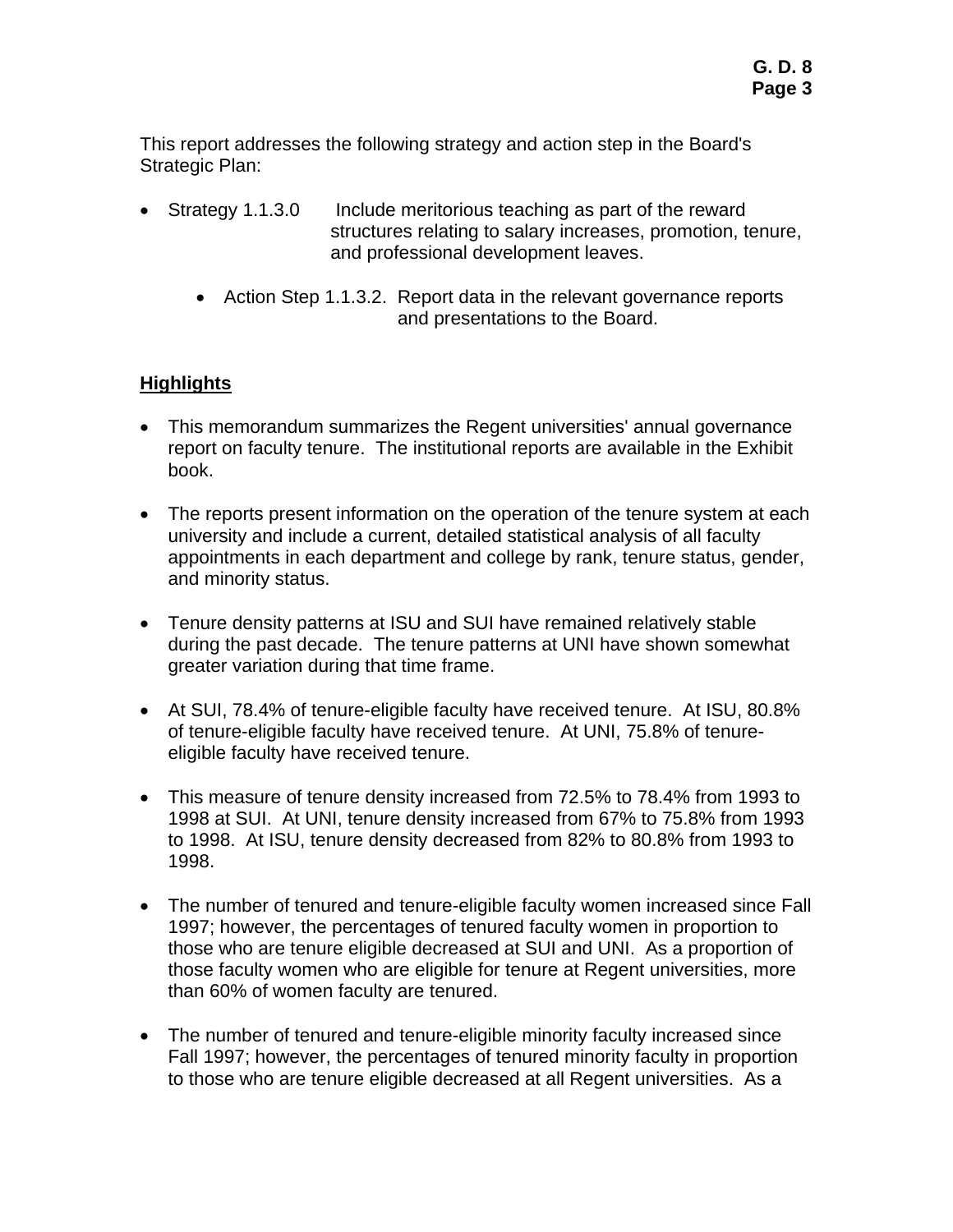This report addresses the following strategy and action step in the Board's Strategic Plan:

- Strategy 1.1.3.0 Include meritorious teaching as part of the reward structures relating to salary increases, promotion, tenure, and professional development leaves.
    - Action Step 1.1.3.2. Report data in the relevant governance reports and presentations to the Board.

**Highlights**

- This memorandum summarizes the Regent universities' annual governance report on faculty tenure. The institutional reports are available in the Exhibit book.
- The reports present information on the operation of the tenure system at each university and include a current, detailed statistical analysis of all faculty appointments in each department and college by rank, tenure status, gender, and minority status.
- Tenure density patterns at ISU and SUI have remained relatively stable during the past decade. The tenure patterns at UNI have shown somewhat greater variation during that time frame.
- At SUI, 78.4% of tenure-eligible faculty have received tenure. At ISU, 80.8% of tenure-eligible faculty have received tenure. At UNI, 75.8% of tenure-eligible faculty have received tenure.
- This measure of tenure density increased from 72.5% to 78.4% from 1993 to 1998 at SUI. At UNI, tenure density increased from 67% to 75.8% from 1993 to 1998. At ISU, tenure density decreased from 82% to 80.8% from 1993 to 1998.
- The number of tenured and tenure-eligible faculty women increased since Fall 1997; however, the percentages of tenured faculty women in proportion to those who are tenure eligible decreased at SUI and UNI. As a proportion of those faculty women who are eligible for tenure at Regent universities, more than 60% of women faculty are tenured.
- The number of tenured and tenure-eligible minority faculty increased since Fall 1997; however, the percentages of tenured minority faculty in proportion to those who are tenure eligible decreased at all Regent universities. As a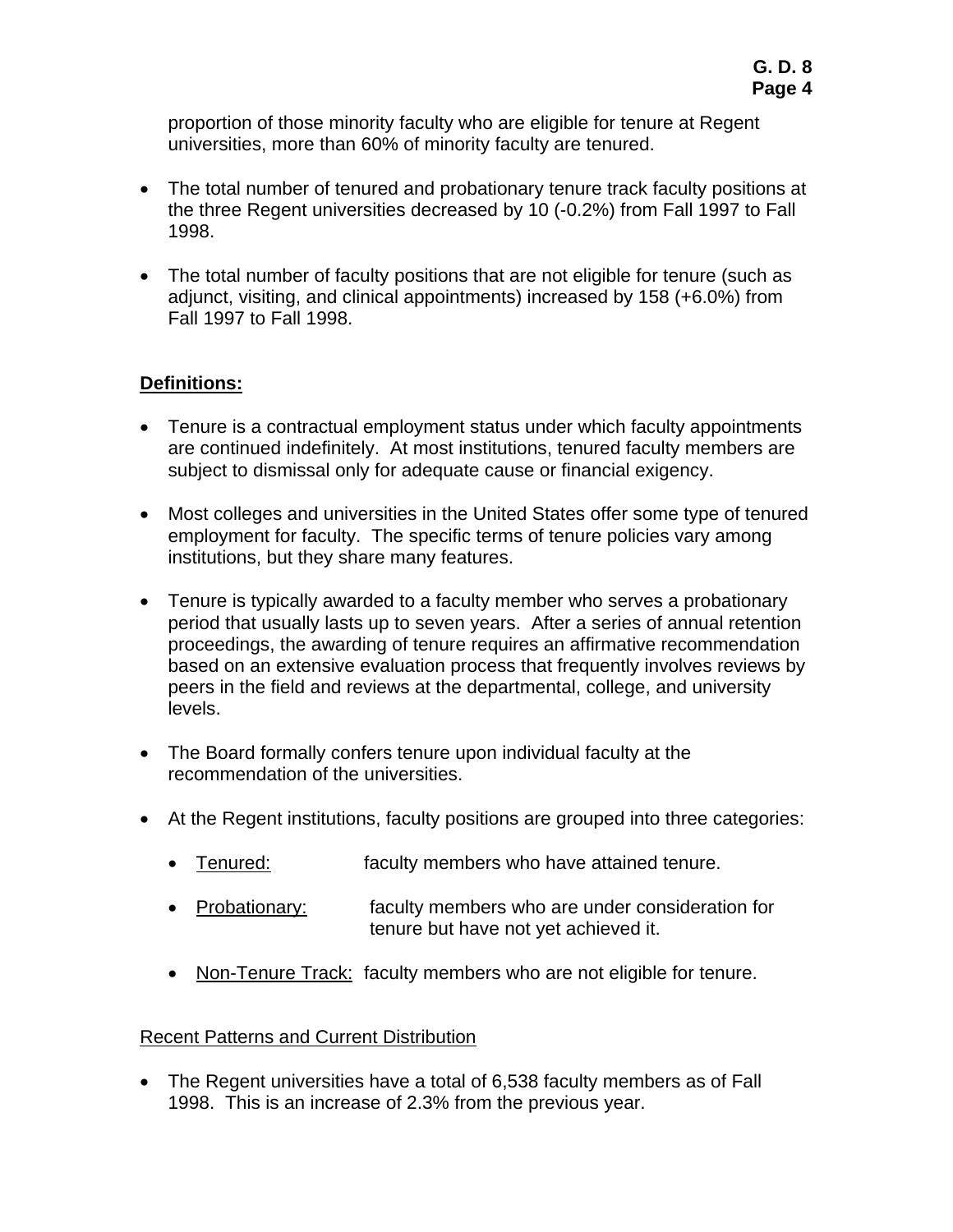proportion of those minority faculty who are eligible for tenure at Regent universities, more than 60% of minority faculty are tenured.

- The total number of tenured and probationary tenure track faculty positions at the three Regent universities decreased by 10 (-0.2%) from Fall 1997 to Fall 1998.

- The total number of faculty positions that are not eligible for tenure (such as adjunct, visiting, and clinical appointments) increased by 158 (+6.0%) from Fall 1997 to Fall 1998.

**Definitions:**

- Tenure is a contractual employment status under which faculty appointments are continued indefinitely. At most institutions, tenured faculty members are subject to dismissal only for adequate cause or financial exigency.

- Most colleges and universities in the United States offer some type of tenured employment for faculty. The specific terms of tenure policies vary among institutions, but they share many features.

- Tenure is typically awarded to a faculty member who serves a probationary period that usually lasts up to seven years. After a series of annual retention proceedings, the awarding of tenure requires an affirmative recommendation based on an extensive evaluation process that frequently involves reviews by peers in the field and reviews at the departmental, college, and university levels.

- The Board formally confers tenure upon individual faculty at the recommendation of the universities.

- At the Regent institutions, faculty positions are grouped into three categories:

  - Tenured: faculty members who have attained tenure.

  - Probationary: faculty members who are under consideration for tenure but have not yet achieved it.

  - Non-Tenure Track: faculty members who are not eligible for tenure.

Recent Patterns and Current Distribution

- The Regent universities have a total of 6,538 faculty members as of Fall 1998. This is an increase of 2.3% from the previous year.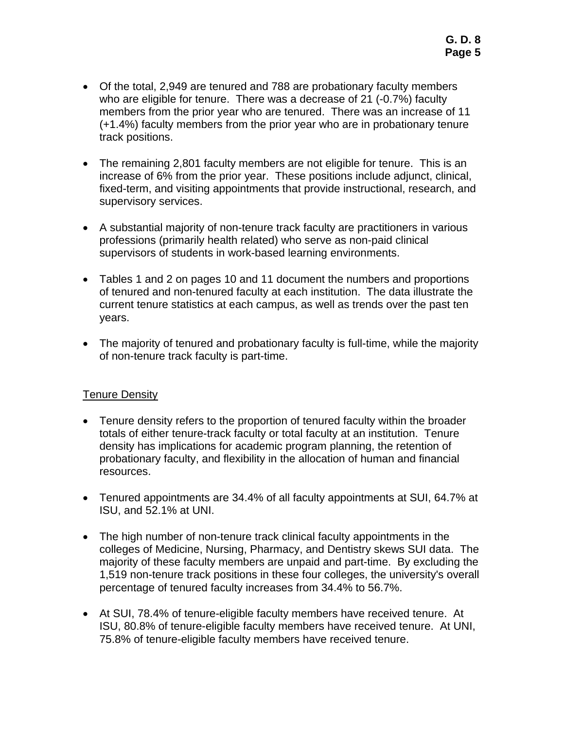- Of the total, 2,949 are tenured and 788 are probationary faculty members who are eligible for tenure. There was a decrease of 21 (-0.7%) faculty members from the prior year who are tenured. There was an increase of 11 (+1.4%) faculty members from the prior year who are in probationary tenure track positions.

- The remaining 2,801 faculty members are not eligible for tenure. This is an increase of 6% from the prior year. These positions include adjunct, clinical, fixed-term, and visiting appointments that provide instructional, research, and supervisory services.

- A substantial majority of non-tenure track faculty are practitioners in various professions (primarily health related) who serve as non-paid clinical supervisors of students in work-based learning environments.

- Tables 1 and 2 on pages 10 and 11 document the numbers and proportions of tenured and non-tenured faculty at each institution. The data illustrate the current tenure statistics at each campus, as well as trends over the past ten years.

- The majority of tenured and probationary faculty is full-time, while the majority of non-tenure track faculty is part-time.

<u>Tenure Density</u>

- Tenure density refers to the proportion of tenured faculty within the broader totals of either tenure-track faculty or total faculty at an institution. Tenure density has implications for academic program planning, the retention of probationary faculty, and flexibility in the allocation of human and financial resources.

- Tenured appointments are 34.4% of all faculty appointments at SUI, 64.7% at ISU, and 52.1% at UNI.

- The high number of non-tenure track clinical faculty appointments in the colleges of Medicine, Nursing, Pharmacy, and Dentistry skews SUI data. The majority of these faculty members are unpaid and part-time. By excluding the 1,519 non-tenure track positions in these four colleges, the university's overall percentage of tenured faculty increases from 34.4% to 56.7%.

- At SUI, 78.4% of tenure-eligible faculty members have received tenure. At ISU, 80.8% of tenure-eligible faculty members have received tenure. At UNI, 75.8% of tenure-eligible faculty members have received tenure.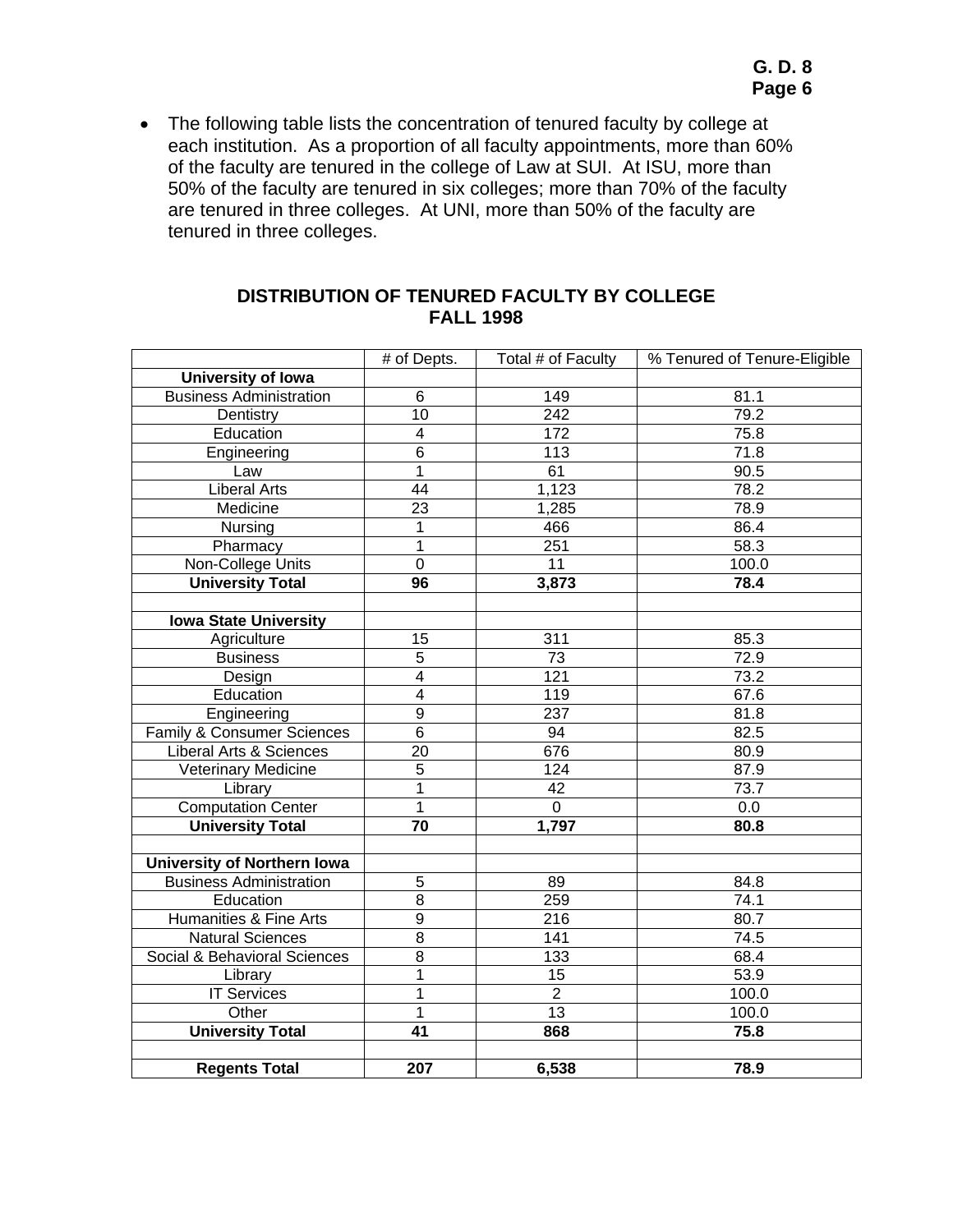- The following table lists the concentration of tenured faculty by college at each institution. As a proportion of all faculty appointments, more than 60% of the faculty are tenured in the college of Law at SUI. At ISU, more than 50% of the faculty are tenured in six colleges; more than 70% of the faculty are tenured in three colleges. At UNI, more than 50% of the faculty are tenured in three colleges.

## DISTRIBUTION OF TENURED FACULTY BY COLLEGE
## FALL 1998

| | # of Depts. | Total # of Faculty | % Tenured of Tenure-Eligible |
|---|---|---|---|
| **University of Iowa** | | | |
| Business Administration | 6 | 149 | 81.1 |
| Dentistry | 10 | 242 | 79.2 |
| Education | 4 | 172 | 75.8 |
| Engineering | 6 | 113 | 71.8 |
| Law | 1 | 61 | 90.5 |
| Liberal Arts | 44 | 1,123 | 78.2 |
| Medicine | 23 | 1,285 | 78.9 |
| Nursing | 1 | 466 | 86.4 |
| Pharmacy | 1 | 251 | 58.3 |
| Non-College Units | 0 | 11 | 100.0 |
| **University Total** | **96** | **3,873** | **78.4** |
| | | | |
| **Iowa State University** | | | |
| Agriculture | 15 | 311 | 85.3 |
| Business | 5 | 73 | 72.9 |
| Design | 4 | 121 | 73.2 |
| Education | 4 | 119 | 67.6 |
| Engineering | 9 | 237 | 81.8 |
| Family & Consumer Sciences | 6 | 94 | 82.5 |
| Liberal Arts & Sciences | 20 | 676 | 80.9 |
| Veterinary Medicine | 5 | 124 | 87.9 |
| Library | 1 | 42 | 73.7 |
| Computation Center | 1 | 0 | 0.0 |
| **University Total** | **70** | **1,797** | **80.8** |
| | | | |
| **University of Northern Iowa** | | | |
| Business Administration | 5 | 89 | 84.8 |
| Education | 8 | 259 | 74.1 |
| Humanities & Fine Arts | 9 | 216 | 80.7 |
| Natural Sciences | 8 | 141 | 74.5 |
| Social & Behavioral Sciences | 8 | 133 | 68.4 |
| Library | 1 | 15 | 53.9 |
| IT Services | 1 | 2 | 100.0 |
| Other | 1 | 13 | 100.0 |
| **University Total** | **41** | **868** | **75.8** |
| | | | |
| **Regents Total** | **207** | **6,538** | **78.9** |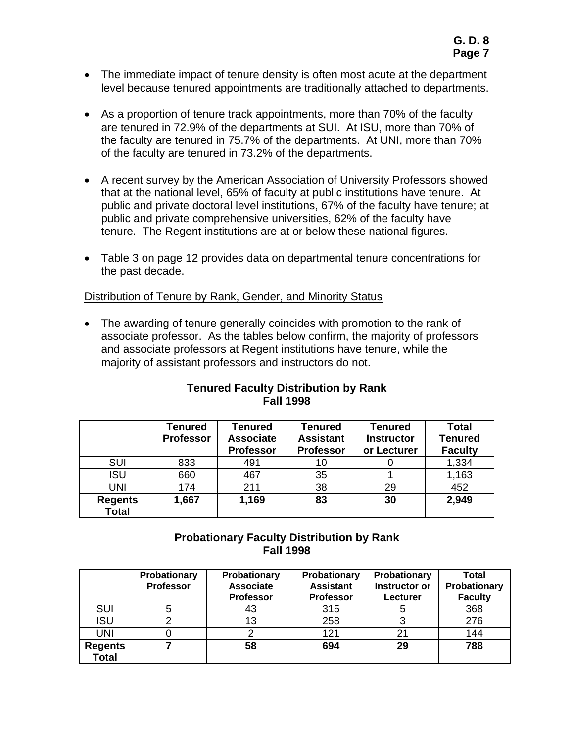- The immediate impact of tenure density is often most acute at the department level because tenured appointments are traditionally attached to departments.

- As a proportion of tenure track appointments, more than 70% of the faculty are tenured in 72.9% of the departments at SUI. At ISU, more than 70% of the faculty are tenured in 75.7% of the departments. At UNI, more than 70% of the faculty are tenured in 73.2% of the departments.

- A recent survey by the American Association of University Professors showed that at the national level, 65% of faculty at public institutions have tenure. At public and private doctoral level institutions, 67% of the faculty have tenure; at public and private comprehensive universities, 62% of the faculty have tenure. The Regent institutions are at or below these national figures.

- Table 3 on page 12 provides data on departmental tenure concentrations for the past decade.

Distribution of Tenure by Rank, Gender, and Minority Status

- The awarding of tenure generally coincides with promotion to the rank of associate professor. As the tables below confirm, the majority of professors and associate professors at Regent institutions have tenure, while the majority of assistant professors and instructors do not.

**Tenured Faculty Distribution by Rank**
**Fall 1998**

| | Tenured Professor | Tenured Associate Professor | Tenured Assistant Professor | Tenured Instructor or Lecturer | Total Tenured Faculty |
|---|---|---|---|---|---|
| SUI | 833 | 491 | 10 | 0 | 1,334 |
| ISU | 660 | 467 | 35 | 1 | 1,163 |
| UNI | 174 | 211 | 38 | 29 | 452 |
| **Regents Total** | **1,667** | **1,169** | **83** | **30** | **2,949** |

**Probationary Faculty Distribution by Rank**
**Fall 1998**

| | Probationary Professor | Probationary Associate Professor | Probationary Assistant Professor | Probationary Instructor or Lecturer | Total Probationary Faculty |
|---|---|---|---|---|---|
| SUI | 5 | 43 | 315 | 5 | 368 |
| ISU | 2 | 13 | 258 | 3 | 276 |
| UNI | 0 | 2 | 121 | 21 | 144 |
| **Regents Total** | **7** | **58** | **694** | **29** | **788** |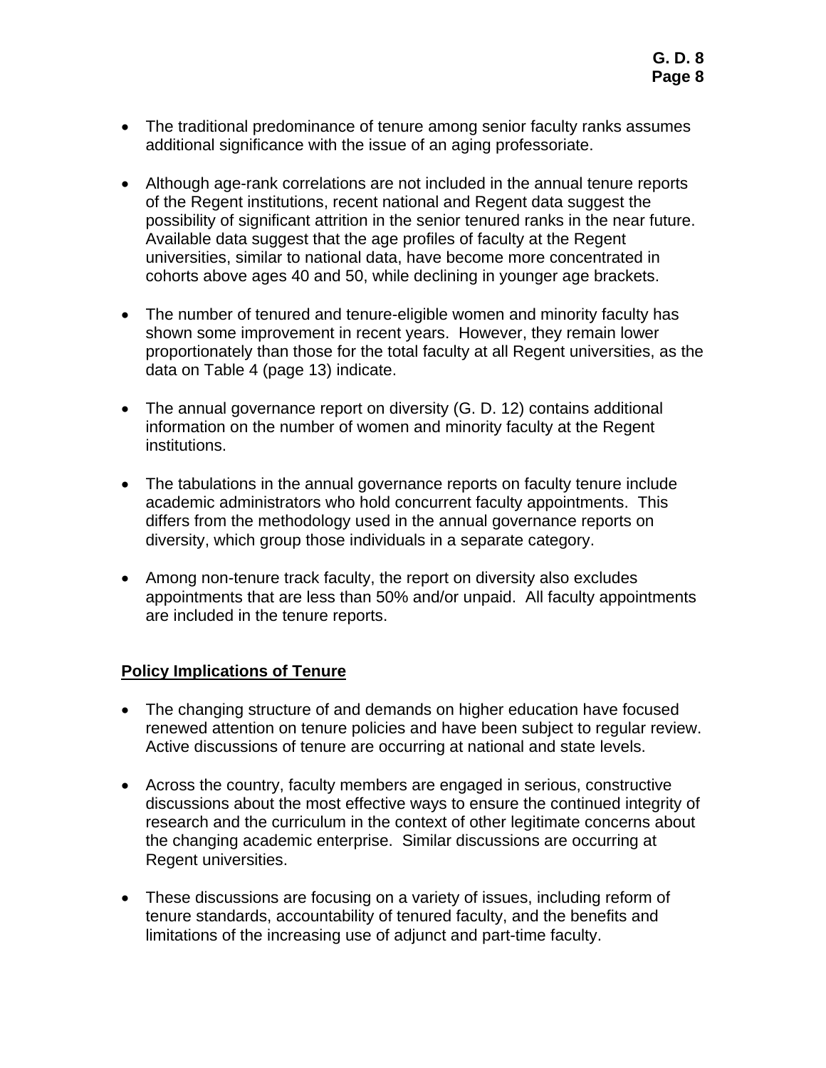- The traditional predominance of tenure among senior faculty ranks assumes additional significance with the issue of an aging professoriate.

- Although age-rank correlations are not included in the annual tenure reports of the Regent institutions, recent national and Regent data suggest the possibility of significant attrition in the senior tenured ranks in the near future. Available data suggest that the age profiles of faculty at the Regent universities, similar to national data, have become more concentrated in cohorts above ages 40 and 50, while declining in younger age brackets.

- The number of tenured and tenure-eligible women and minority faculty has shown some improvement in recent years. However, they remain lower proportionately than those for the total faculty at all Regent universities, as the data on Table 4 (page 13) indicate.

- The annual governance report on diversity (G. D. 12) contains additional information on the number of women and minority faculty at the Regent institutions.

- The tabulations in the annual governance reports on faculty tenure include academic administrators who hold concurrent faculty appointments. This differs from the methodology used in the annual governance reports on diversity, which group those individuals in a separate category.

- Among non-tenure track faculty, the report on diversity also excludes appointments that are less than 50% and/or unpaid. All faculty appointments are included in the tenure reports.

## Policy Implications of Tenure

- The changing structure of and demands on higher education have focused renewed attention on tenure policies and have been subject to regular review. Active discussions of tenure are occurring at national and state levels.

- Across the country, faculty members are engaged in serious, constructive discussions about the most effective ways to ensure the continued integrity of research and the curriculum in the context of other legitimate concerns about the changing academic enterprise. Similar discussions are occurring at Regent universities.

- These discussions are focusing on a variety of issues, including reform of tenure standards, accountability of tenured faculty, and the benefits and limitations of the increasing use of adjunct and part-time faculty.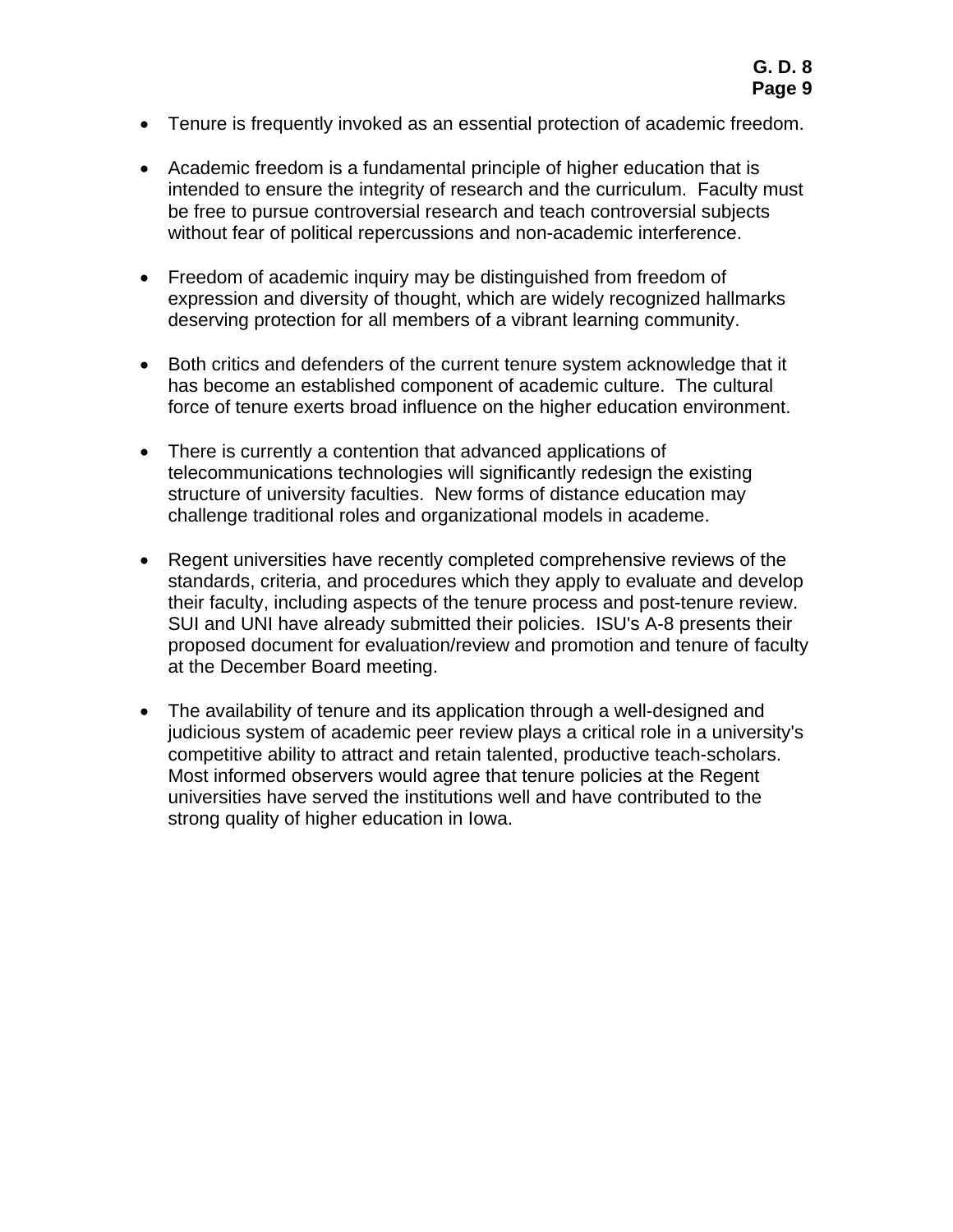- Tenure is frequently invoked as an essential protection of academic freedom.

- Academic freedom is a fundamental principle of higher education that is intended to ensure the integrity of research and the curriculum. Faculty must be free to pursue controversial research and teach controversial subjects without fear of political repercussions and non-academic interference.

- Freedom of academic inquiry may be distinguished from freedom of expression and diversity of thought, which are widely recognized hallmarks deserving protection for all members of a vibrant learning community.

- Both critics and defenders of the current tenure system acknowledge that it has become an established component of academic culture. The cultural force of tenure exerts broad influence on the higher education environment.

- There is currently a contention that advanced applications of telecommunications technologies will significantly redesign the existing structure of university faculties. New forms of distance education may challenge traditional roles and organizational models in academe.

- Regent universities have recently completed comprehensive reviews of the standards, criteria, and procedures which they apply to evaluate and develop their faculty, including aspects of the tenure process and post-tenure review. SUI and UNI have already submitted their policies. ISU's A-8 presents their proposed document for evaluation/review and promotion and tenure of faculty at the December Board meeting.

- The availability of tenure and its application through a well-designed and judicious system of academic peer review plays a critical role in a university's competitive ability to attract and retain talented, productive teach-scholars. Most informed observers would agree that tenure policies at the Regent universities have served the institutions well and have contributed to the strong quality of higher education in Iowa.